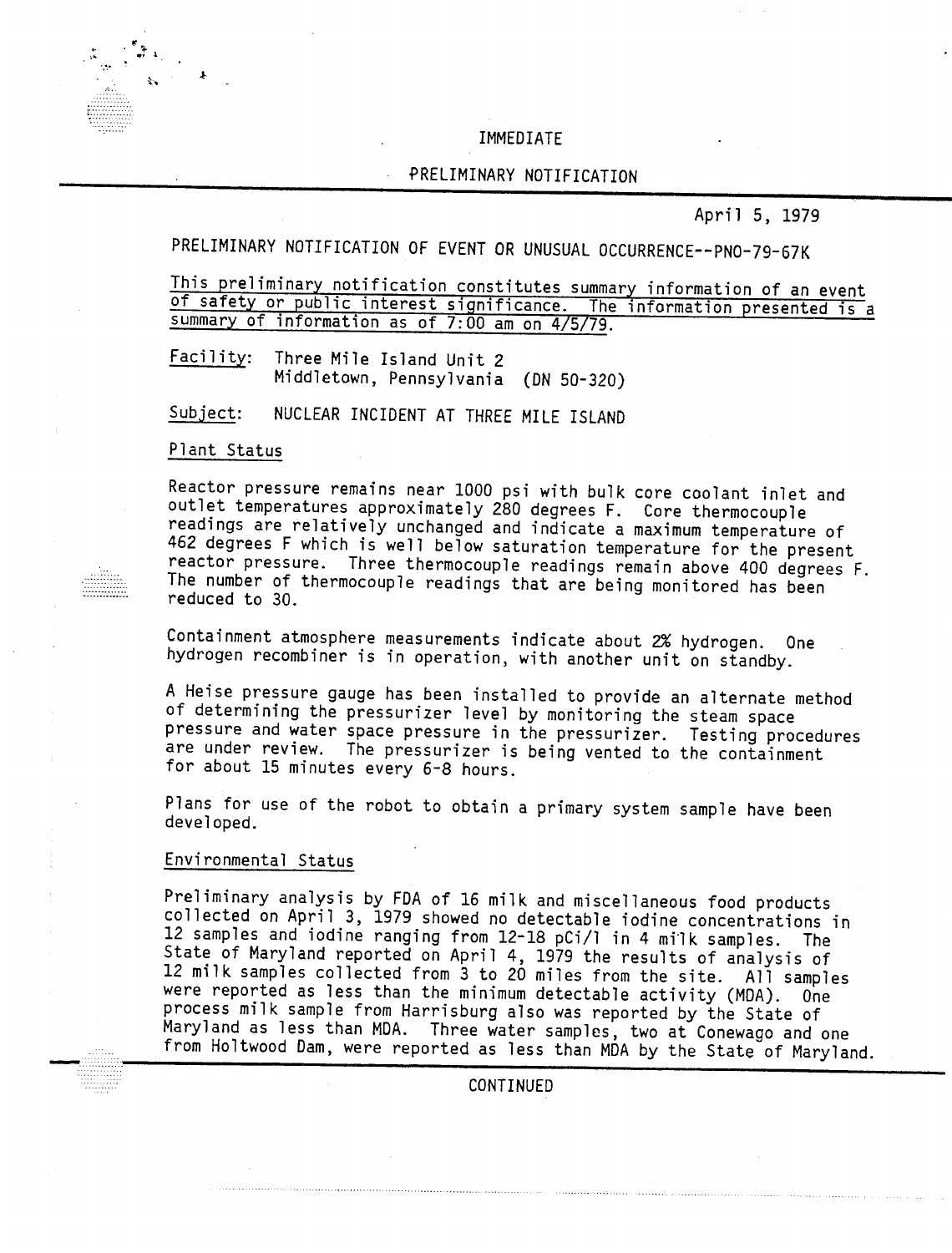IMMEDIATE

PRELIMINARY NOTIFICATION

April 5, 1979

PRELIMINARY NOTIFICATION OF EVENT OR UNUSUAL OCCURRENCE--PNO-79-67K

This preliminary notification constitutes summary information of an event of safety or public interest significance. The information presented is a summary of information as of 7:00 am on 4/5/79.

Facility: Three Mile Island Unit 2
Middletown, Pennsylvania (DN 50-320)

Subject: NUCLEAR INCIDENT AT THREE MILE ISLAND

## Plant Status

Reactor pressure remains near 1000 psi with bulk core coolant inlet and outlet temperatures approximately 280 degrees F. Core thermocouple readings are relatively unchanged and indicate a maximum temperature of 462 degrees F which is well below saturation temperature for the present reactor pressure. Three thermocouple readings remain above 400 degrees F. The number of thermocouple readings that are being monitored has been reduced to 30.

Containment atmosphere measurements indicate about 2% hydrogen. One hydrogen recombiner is in operation, with another unit on standby.

A Heise pressure gauge has been installed to provide an alternate method of determining the pressurizer level by monitoring the steam space pressure and water space pressure in the pressurizer. Testing procedures are under review. The pressurizer is being vented to the containment for about 15 minutes every 6-8 hours.

Plans for use of the robot to obtain a primary system sample have been developed.

## Environmental Status

Preliminary analysis by FDA of 16 milk and miscellaneous food products collected on April 3, 1979 showed no detectable iodine concentrations in 12 samples and iodine ranging from 12-18 pCi/l in 4 milk samples. The State of Maryland reported on April 4, 1979 the results of analysis of 12 milk samples collected from 3 to 20 miles from the site. All samples were reported as less than the minimum detectable activity (MDA). One process milk sample from Harrisburg also was reported by the State of Maryland as less than MDA. Three water samples, two at Conewago and one from Holtwood Dam, were reported as less than MDA by the State of Maryland.

CONTINUED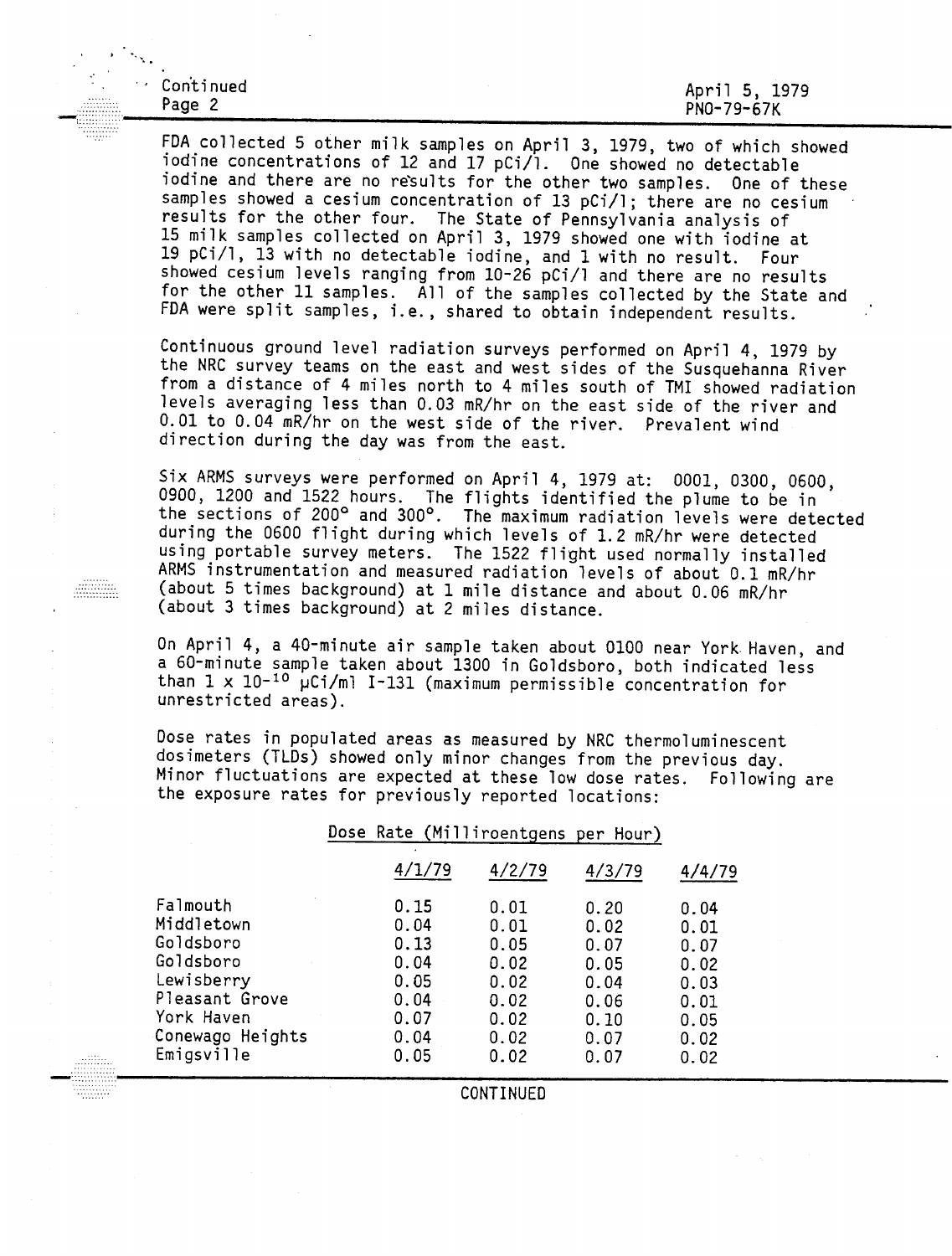FDA collected 5 other milk samples on April 3, 1979, two of which showed iodine concentrations of 12 and 17 pCi/l. One showed no detectable iodine and there are no results for the other two samples. One of these samples showed a cesium concentration of 13 pCi/l; there are no cesium results for the other four. The State of Pennsylvania analysis of 15 milk samples collected on April 3, 1979 showed one with iodine at 19 pCi/l, 13 with no detectable iodine, and 1 with no result. Four showed cesium levels ranging from 10-26 pCi/l and there are no results for the other 11 samples. All of the samples collected by the State and FDA were split samples, i.e., shared to obtain independent results.

Continuous ground level radiation surveys performed on April 4, 1979 by the NRC survey teams on the east and west sides of the Susquehanna River from a distance of 4 miles north to 4 miles south of TMI showed radiation levels averaging less than 0.03 mR/hr on the east side of the river and 0.01 to 0.04 mR/hr on the west side of the river. Prevalent wind direction during the day was from the east.

Six ARMS surveys were performed on April 4, 1979 at: 0001, 0300, 0600, 0900, 1200 and 1522 hours. The flights identified the plume to be in the sections of 200° and 300°. The maximum radiation levels were detected during the 0600 flight during which levels of 1.2 mR/hr were detected using portable survey meters. The 1522 flight used normally installed ARMS instrumentation and measured radiation levels of about 0.1 mR/hr (about 5 times background) at 1 mile distance and about 0.06 mR/hr (about 3 times background) at 2 miles distance.

On April 4, a 40-minute air sample taken about 0100 near York Haven, and a 60-minute sample taken about 1300 in Goldsboro, both indicated less than $1 \times 10^{-10}$ µCi/ml I-131 (maximum permissible concentration for unrestricted areas).

Dose rates in populated areas as measured by NRC thermoluminescent dosimeters (TLDs) showed only minor changes from the previous day. Minor fluctuations are expected at these low dose rates. Following are the exposure rates for previously reported locations:

Dose Rate (Milliroentgens per Hour)

| | 4/1/79 | 4/2/79 | 4/3/79 | 4/4/79 |
|---|---|---|---|---|
| Falmouth | 0.15 | 0.01 | 0.20 | 0.04 |
| Middletown | 0.04 | 0.01 | 0.02 | 0.01 |
| Goldsboro | 0.13 | 0.05 | 0.07 | 0.07 |
| Goldsboro | 0.04 | 0.02 | 0.05 | 0.02 |
| Lewisberry | 0.05 | 0.02 | 0.04 | 0.03 |
| Pleasant Grove | 0.04 | 0.02 | 0.06 | 0.01 |
| York Haven | 0.07 | 0.02 | 0.10 | 0.05 |
| Conewago Heights | 0.04 | 0.02 | 0.07 | 0.02 |
| Emigsville | 0.05 | 0.02 | 0.07 | 0.02 |

CONTINUED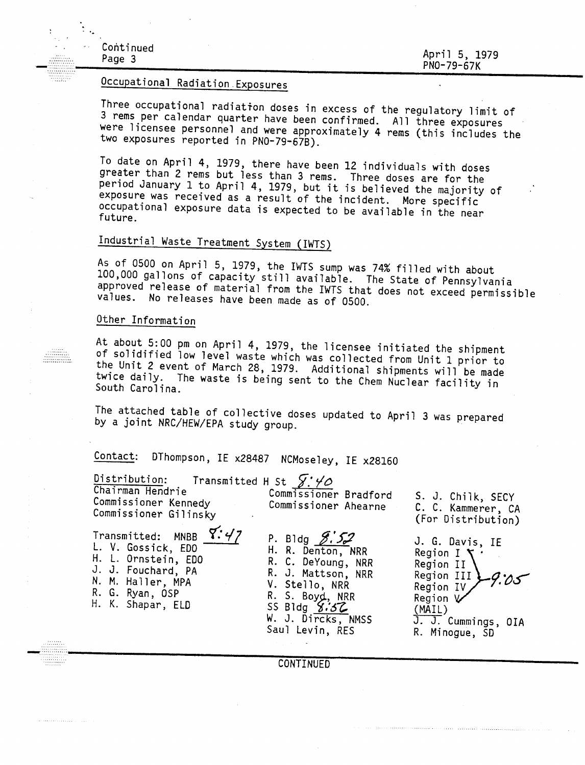Continued
Page 3

April 5, 1979
PNO-79-67K

## Occupational Radiation Exposures

Three occupational radiation doses in excess of the regulatory limit of 3 rems per calendar quarter have been confirmed. All three exposures were licensee personnel and were approximately 4 rems (this includes the two exposures reported in PNO-79-67B).

To date on April 4, 1979, there have been 12 individuals with doses greater than 2 rems but less than 3 rems. Three doses are for the period January 1 to April 4, 1979, but it is believed the majority of exposure was received as a result of the incident. More specific occupational exposure data is expected to be available in the near future.

## Industrial Waste Treatment System (IWTS)

As of 0500 on April 5, 1979, the IWTS sump was 74% filled with about 100,000 gallons of capacity still available. The State of Pennsylvania approved release of material from the IWTS that does not exceed permissible values. No releases have been made as of 0500.

## Other Information

At about 5:00 pm on April 4, 1979, the licensee initiated the shipment of solidified low level waste which was collected from Unit 1 prior to the Unit 2 event of March 28, 1979. Additional shipments will be made twice daily. The waste is being sent to the Chem Nuclear facility in South Carolina.

The attached table of collective doses updated to April 3 was prepared by a joint NRC/HEW/EPA study group.

Contact: DThompson, IE x28487 NCMoseley, IE x28160

Distribution: Transmitted H St 8:40

Chairman Hendrie
Commissioner Kennedy
Commissioner Gilinsky

Commissioner Bradford
Commissioner Ahearne

S. J. Chilk, SECY
C. C. Kammerer, CA
(For Distribution)

Transmitted: MNBB 8:47
L. V. Gossick, EDO
H. L. Ornstein, EDO
J. J. Fouchard, PA
N. M. Haller, MPA
R. G. Ryan, OSP
H. K. Shapar, ELD

P. Bldg 8:52
H. R. Denton, NRR
R. C. DeYoung, NRR
R. J. Mattson, NRR
V. Stello, NRR
R. S. Boyd, NRR
SS Bldg 8:56
W. J. Dircks, NMSS
Saul Levin, RES

J. G. Davis, IE
Region I
Region II
Region III 9:05
Region IV
Region V
(MAIL)
J. J. Cummings, OIA
R. Minogue, SD

CONTINUED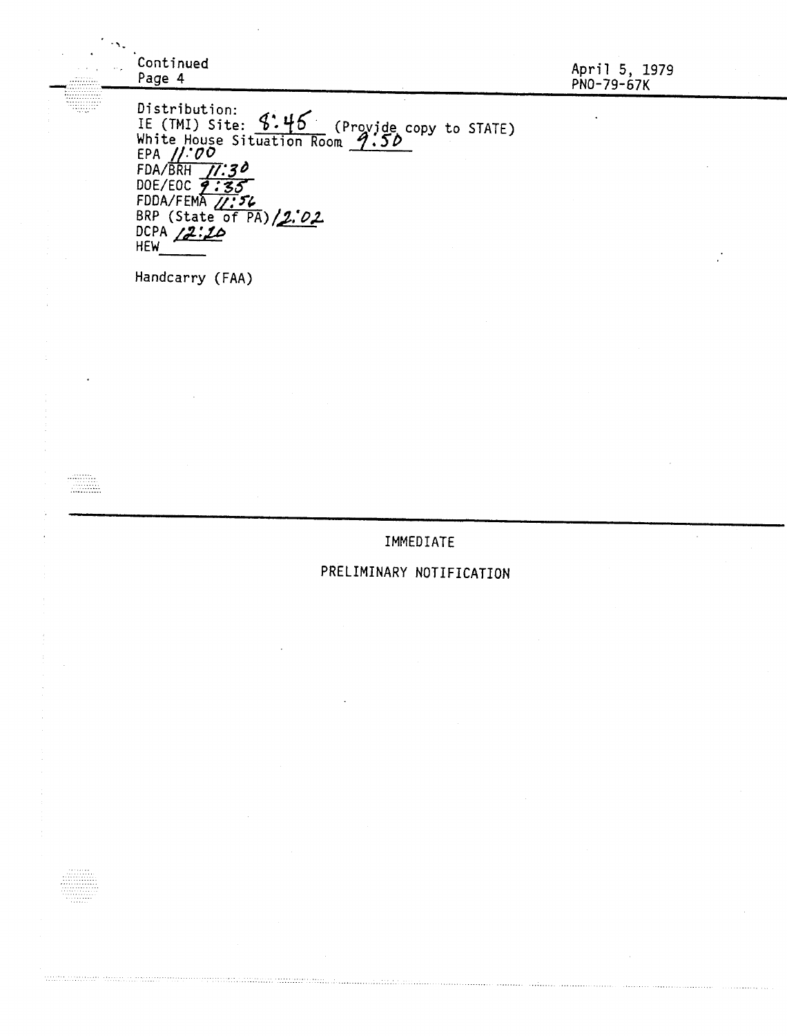Continued
Page 4

April 5, 1979
PNO-79-67K

Distribution:
IE (TMI) Site: 8:45 (Provide copy to STATE)
White House Situation Room 9:50
EPA 11:00
FDA/BRH 11:30
DOE/EOC 9:35
FDDA/FEMA 11:56
BRP (State of PA) 12:02
DCPA 12:20
HEW______

Handcarry (FAA)

IMMEDIATE

PRELIMINARY NOTIFICATION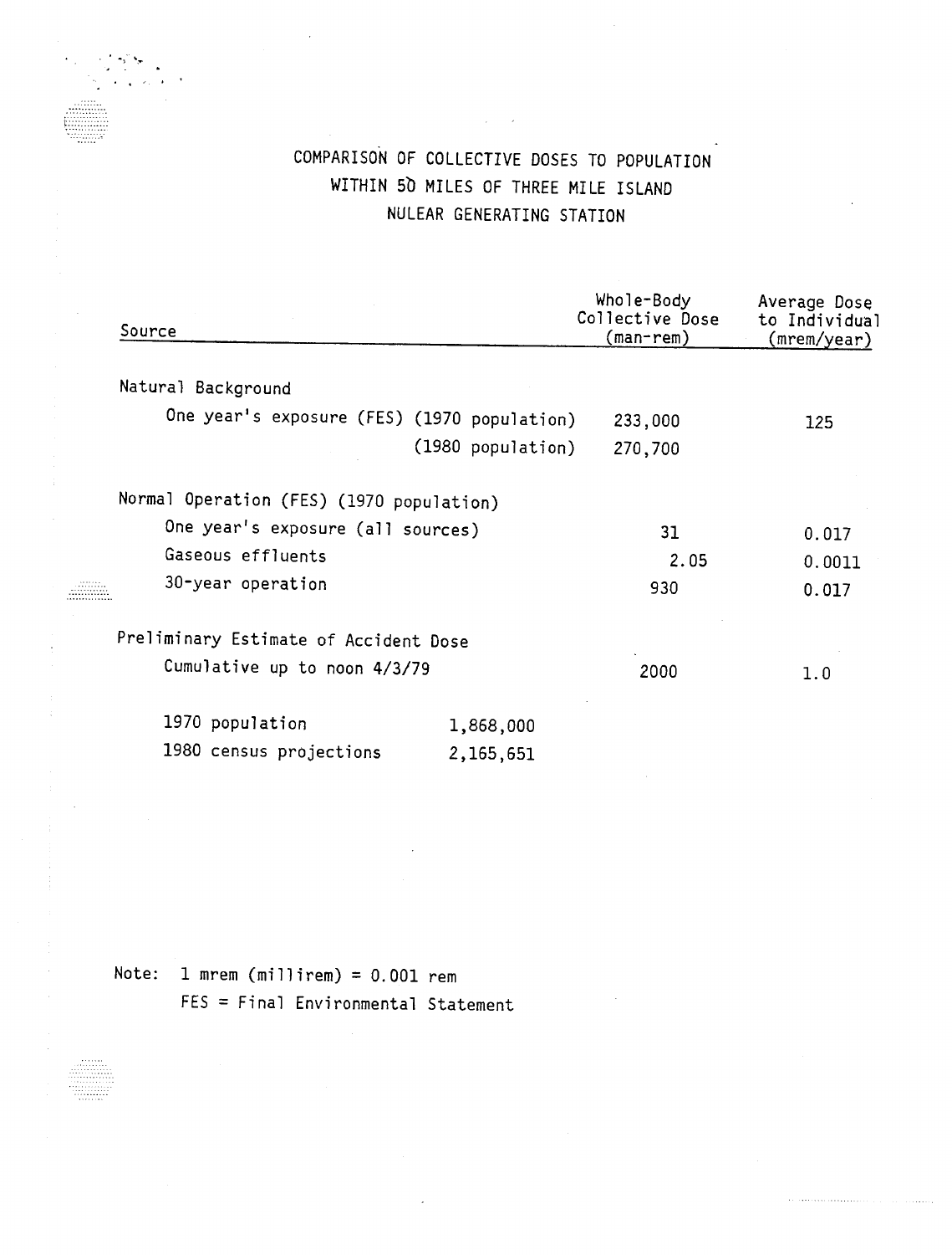# COMPARISON OF COLLECTIVE DOSES TO POPULATION WITHIN 50 MILES OF THREE MILE ISLAND NULEAR GENERATING STATION

| Source | | Whole-Body Collective Dose (man-rem) | Average Dose to Individual (mrem/year) |
|---|---|---|---|
| Natural Background | | | |
| One year's exposure (FES) | (1970 population) | 233,000 | 125 |
| | (1980 population) | 270,700 | |
| Normal Operation (FES) (1970 population) | | | |
| One year's exposure (all sources) | | 31 | 0.017 |
| Gaseous effluents | | 2.05 | 0.0011 |
| 30-year operation | | 930 | 0.017 |
| Preliminary Estimate of Accident Dose | | | |
| Cumulative up to noon 4/3/79 | | 2000 | 1.0 |

| | |
|---|---|
| 1970 population | 1,868,000 |
| 1980 census projections | 2,165,651 |

Note: 1 mrem (millirem) = 0.001 rem
FES = Final Environmental Statement